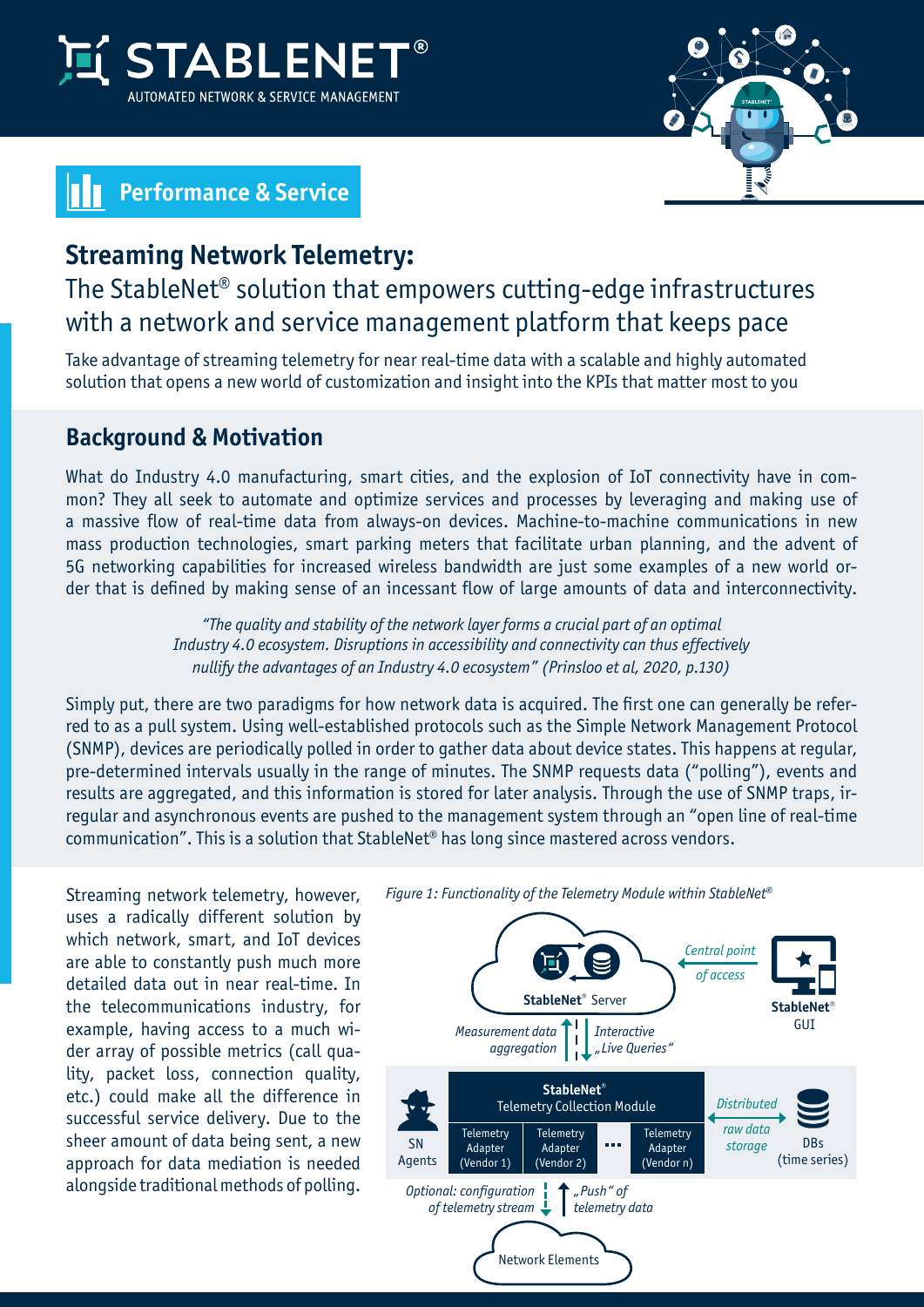STABLENET®
AUTOMATED NETWORK & SERVICE MANAGEMENT

**Performance & Service**

# Streaming Network Telemetry:

## The StableNet® solution that empowers cutting-edge infrastructures with a network and service management platform that keeps pace

Take advantage of streaming telemetry for near real-time data with a scalable and highly automated solution that opens a new world of customization and insight into the KPIs that matter most to you

## Background & Motivation

What do Industry 4.0 manufacturing, smart cities, and the explosion of IoT connectivity have in common? They all seek to automate and optimize services and processes by leveraging and making use of a massive flow of real-time data from always-on devices. Machine-to-machine communications in new mass production technologies, smart parking meters that facilitate urban planning, and the advent of 5G networking capabilities for increased wireless bandwidth are just some examples of a new world order that is defined by making sense of an incessant flow of large amounts of data and interconnectivity.

> *"The quality and stability of the network layer forms a crucial part of an optimal Industry 4.0 ecosystem. Disruptions in accessibility and connectivity can thus effectively nullify the advantages of an Industry 4.0 ecosystem" (Prinsloo et al, 2020, p.130)*

Simply put, there are two paradigms for how network data is acquired. The first one can generally be referred to as a pull system. Using well-established protocols such as the Simple Network Management Protocol (SNMP), devices are periodically polled in order to gather data about device states. This happens at regular, pre-determined intervals usually in the range of minutes. The SNMP requests data ("polling"), events and results are aggregated, and this information is stored for later analysis. Through the use of SNMP traps, irregular and asynchronous events are pushed to the management system through an "open line of real-time communication". This is a solution that StableNet® has long since mastered across vendors.

Streaming network telemetry, however, uses a radically different solution by which network, smart, and IoT devices are able to constantly push much more detailed data out in near real-time. In the telecommunications industry, for example, having access to a much wider array of possible metrics (call quality, packet loss, connection quality, etc.) could make all the difference in successful service delivery. Due to the sheer amount of data being sent, a new approach for data mediation is needed alongside traditional methods of polling.

*Figure 1: Functionality of the Telemetry Module within StableNet®*

StableNet® Server — *Central point of access* — StableNet® GUI

*Measurement data aggregation* / *Interactive „Live Queries"*

SN Agents — StableNet® Telemetry Collection Module: Telemetry Adapter (Vendor 1), Telemetry Adapter (Vendor 2), ..., Telemetry Adapter (Vendor n) — *Distributed raw data storage* — DBs (time series)

*Optional: configuration of telemetry stream* / *„Push" of telemetry data*

Network Elements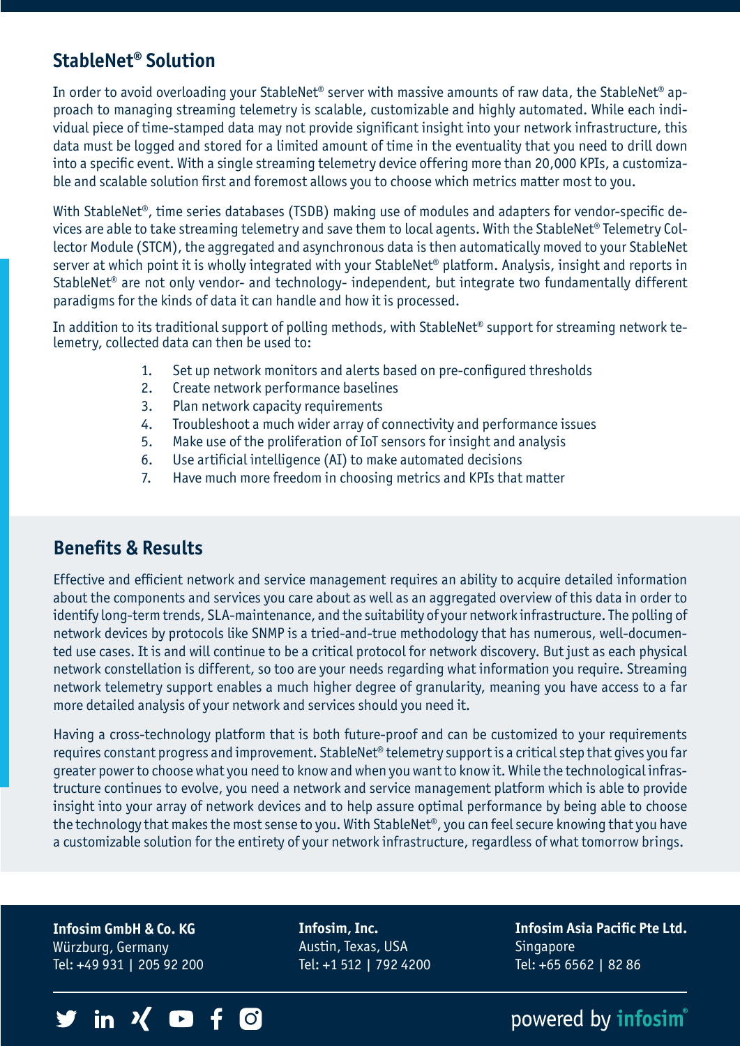## StableNet® Solution

In order to avoid overloading your StableNet® server with massive amounts of raw data, the StableNet® approach to managing streaming telemetry is scalable, customizable and highly automated. While each individual piece of time-stamped data may not provide significant insight into your network infrastructure, this data must be logged and stored for a limited amount of time in the eventuality that you need to drill down into a specific event. With a single streaming telemetry device offering more than 20,000 KPIs, a customizable and scalable solution first and foremost allows you to choose which metrics matter most to you.

With StableNet®, time series databases (TSDB) making use of modules and adapters for vendor-specific devices are able to take streaming telemetry and save them to local agents. With the StableNet® Telemetry Collector Module (STCM), the aggregated and asynchronous data is then automatically moved to your StableNet server at which point it is wholly integrated with your StableNet® platform. Analysis, insight and reports in StableNet® are not only vendor- and technology- independent, but integrate two fundamentally different paradigms for the kinds of data it can handle and how it is processed.

In addition to its traditional support of polling methods, with StableNet® support for streaming network telemetry, collected data can then be used to:

1. Set up network monitors and alerts based on pre-configured thresholds
2. Create network performance baselines
3. Plan network capacity requirements
4. Troubleshoot a much wider array of connectivity and performance issues
5. Make use of the proliferation of IoT sensors for insight and analysis
6. Use artificial intelligence (AI) to make automated decisions
7. Have much more freedom in choosing metrics and KPIs that matter

## Benefits & Results

Effective and efficient network and service management requires an ability to acquire detailed information about the components and services you care about as well as an aggregated overview of this data in order to identify long-term trends, SLA-maintenance, and the suitability of your network infrastructure. The polling of network devices by protocols like SNMP is a tried-and-true methodology that has numerous, well-documented use cases. It is and will continue to be a critical protocol for network discovery. But just as each physical network constellation is different, so too are your needs regarding what information you require. Streaming network telemetry support enables a much higher degree of granularity, meaning you have access to a far more detailed analysis of your network and services should you need it.

Having a cross-technology platform that is both future-proof and can be customized to your requirements requires constant progress and improvement. StableNet® telemetry support is a critical step that gives you far greater power to choose what you need to know and when you want to know it. While the technological infrastructure continues to evolve, you need a network and service management platform which is able to provide insight into your array of network devices and to help assure optimal performance by being able to choose the technology that makes the most sense to you. With StableNet®, you can feel secure knowing that you have a customizable solution for the entirety of your network infrastructure, regardless of what tomorrow brings.

**Infosim GmbH & Co. KG**
Würzburg, Germany
Tel: +49 931 | 205 92 200

**Infosim, Inc.**
Austin, Texas, USA
Tel: +1 512 | 792 4200

**Infosim Asia Pacific Pte Ltd.**
Singapore
Tel: +65 6562 | 82 86

powered by infosim®